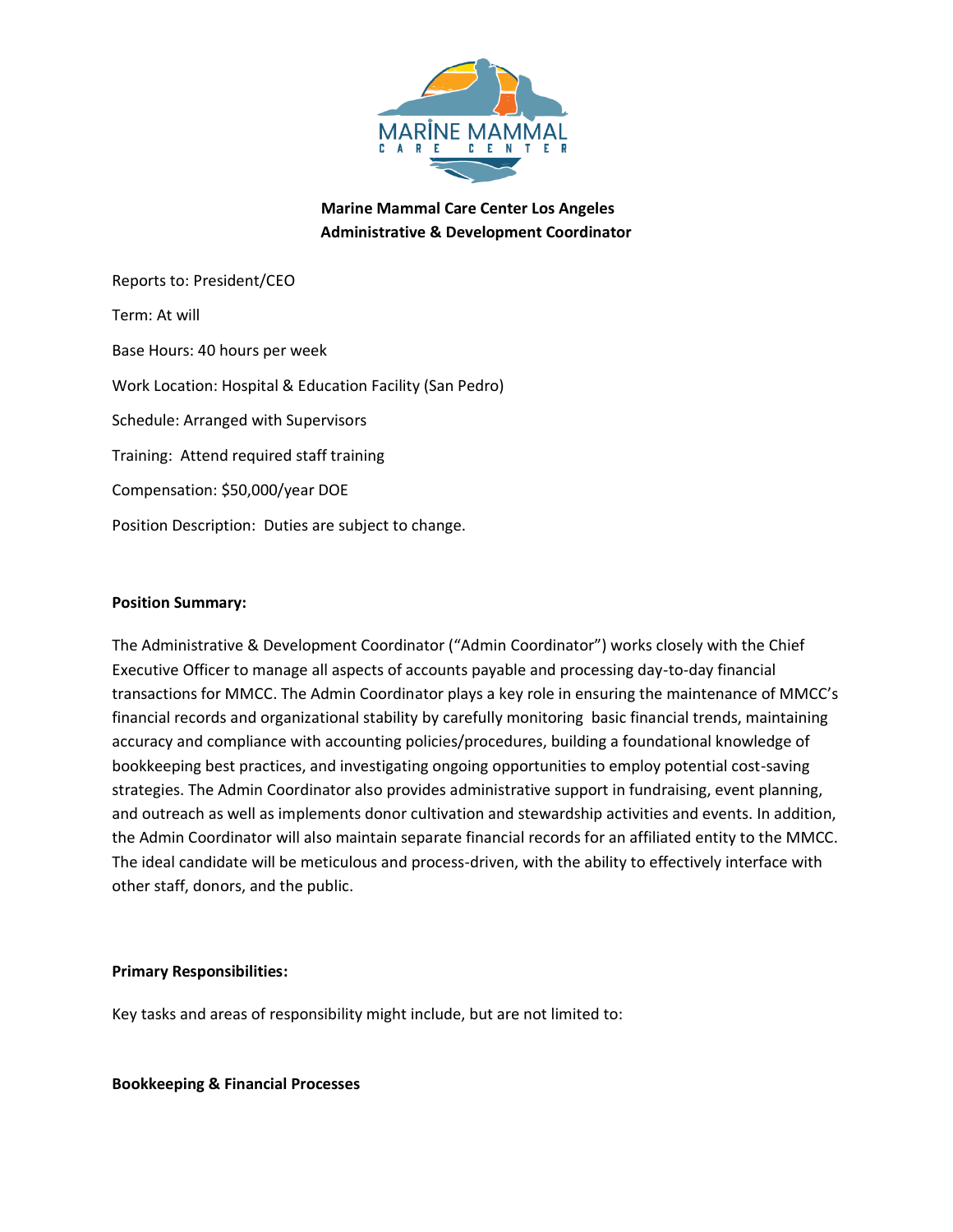# Marine Mammal Care Center Los Angeles
## Administrative & Development Coordinator

Reports to: President/CEO

Term: At will

Base Hours: 40 hours per week

Work Location: Hospital & Education Facility (San Pedro)

Schedule: Arranged with Supervisors

Training: Attend required staff training

Compensation: $50,000/year DOE

Position Description: Duties are subject to change.

**Position Summary:**

The Administrative & Development Coordinator ("Admin Coordinator") works closely with the Chief Executive Officer to manage all aspects of accounts payable and processing day-to-day financial transactions for MMCC. The Admin Coordinator plays a key role in ensuring the maintenance of MMCC's financial records and organizational stability by carefully monitoring basic financial trends, maintaining accuracy and compliance with accounting policies/procedures, building a foundational knowledge of bookkeeping best practices, and investigating ongoing opportunities to employ potential cost-saving strategies. The Admin Coordinator also provides administrative support in fundraising, event planning, and outreach as well as implements donor cultivation and stewardship activities and events. In addition, the Admin Coordinator will also maintain separate financial records for an affiliated entity to the MMCC. The ideal candidate will be meticulous and process-driven, with the ability to effectively interface with other staff, donors, and the public.

**Primary Responsibilities:**

Key tasks and areas of responsibility might include, but are not limited to:

**Bookkeeping & Financial Processes**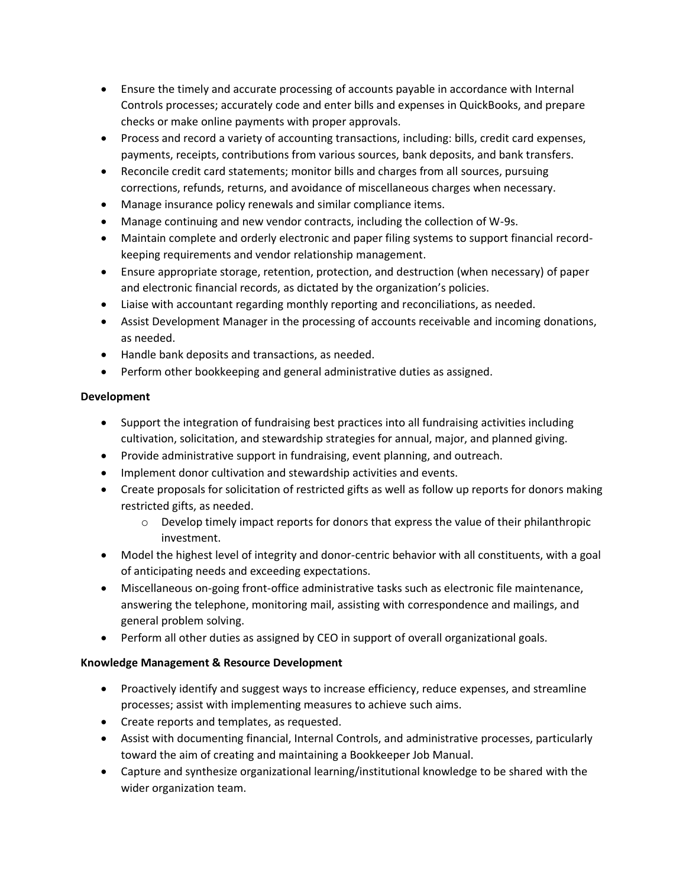- Ensure the timely and accurate processing of accounts payable in accordance with Internal Controls processes; accurately code and enter bills and expenses in QuickBooks, and prepare checks or make online payments with proper approvals.
- Process and record a variety of accounting transactions, including: bills, credit card expenses, payments, receipts, contributions from various sources, bank deposits, and bank transfers.
- Reconcile credit card statements; monitor bills and charges from all sources, pursuing corrections, refunds, returns, and avoidance of miscellaneous charges when necessary.
- Manage insurance policy renewals and similar compliance items.
- Manage continuing and new vendor contracts, including the collection of W-9s.
- Maintain complete and orderly electronic and paper filing systems to support financial record-keeping requirements and vendor relationship management.
- Ensure appropriate storage, retention, protection, and destruction (when necessary) of paper and electronic financial records, as dictated by the organization's policies.
- Liaise with accountant regarding monthly reporting and reconciliations, as needed.
- Assist Development Manager in the processing of accounts receivable and incoming donations, as needed.
- Handle bank deposits and transactions, as needed.
- Perform other bookkeeping and general administrative duties as assigned.

**Development**

- Support the integration of fundraising best practices into all fundraising activities including cultivation, solicitation, and stewardship strategies for annual, major, and planned giving.
- Provide administrative support in fundraising, event planning, and outreach.
- Implement donor cultivation and stewardship activities and events.
- Create proposals for solicitation of restricted gifts as well as follow up reports for donors making restricted gifts, as needed.
    - Develop timely impact reports for donors that express the value of their philanthropic investment.
- Model the highest level of integrity and donor-centric behavior with all constituents, with a goal of anticipating needs and exceeding expectations.
- Miscellaneous on-going front-office administrative tasks such as electronic file maintenance, answering the telephone, monitoring mail, assisting with correspondence and mailings, and general problem solving.
- Perform all other duties as assigned by CEO in support of overall organizational goals.

**Knowledge Management & Resource Development**

- Proactively identify and suggest ways to increase efficiency, reduce expenses, and streamline processes; assist with implementing measures to achieve such aims.
- Create reports and templates, as requested.
- Assist with documenting financial, Internal Controls, and administrative processes, particularly toward the aim of creating and maintaining a Bookkeeper Job Manual.
- Capture and synthesize organizational learning/institutional knowledge to be shared with the wider organization team.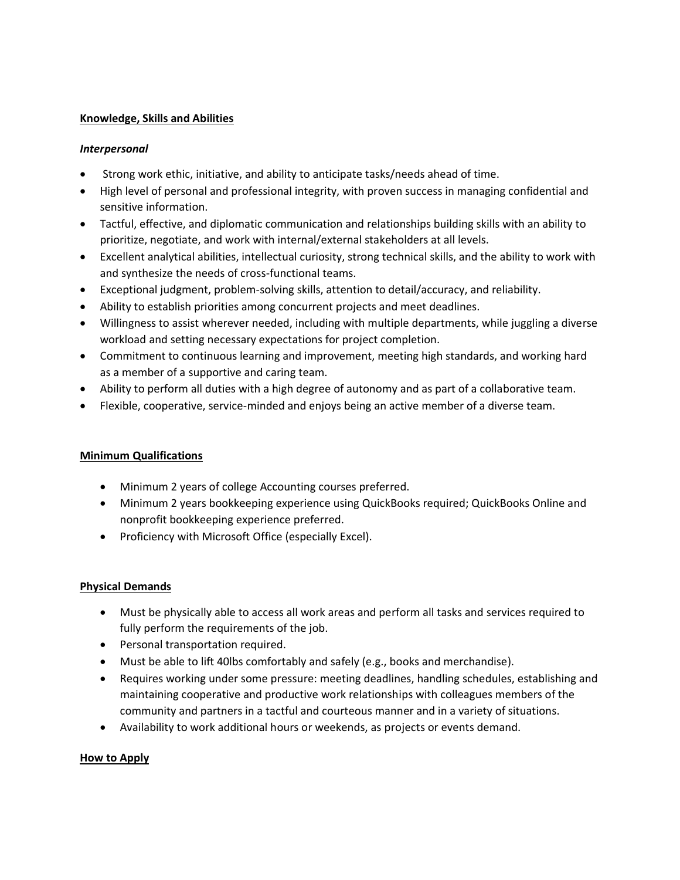**Knowledge, Skills and Abilities**

***Interpersonal***

- Strong work ethic, initiative, and ability to anticipate tasks/needs ahead of time.
- High level of personal and professional integrity, with proven success in managing confidential and sensitive information.
- Tactful, effective, and diplomatic communication and relationships building skills with an ability to prioritize, negotiate, and work with internal/external stakeholders at all levels.
- Excellent analytical abilities, intellectual curiosity, strong technical skills, and the ability to work with and synthesize the needs of cross-functional teams.
- Exceptional judgment, problem-solving skills, attention to detail/accuracy, and reliability.
- Ability to establish priorities among concurrent projects and meet deadlines.
- Willingness to assist wherever needed, including with multiple departments, while juggling a diverse workload and setting necessary expectations for project completion.
- Commitment to continuous learning and improvement, meeting high standards, and working hard as a member of a supportive and caring team.
- Ability to perform all duties with a high degree of autonomy and as part of a collaborative team.
- Flexible, cooperative, service-minded and enjoys being an active member of a diverse team.

**Minimum Qualifications**

- Minimum 2 years of college Accounting courses preferred.
- Minimum 2 years bookkeeping experience using QuickBooks required; QuickBooks Online and nonprofit bookkeeping experience preferred.
- Proficiency with Microsoft Office (especially Excel).

**Physical Demands**

- Must be physically able to access all work areas and perform all tasks and services required to fully perform the requirements of the job.
- Personal transportation required.
- Must be able to lift 40lbs comfortably and safely (e.g., books and merchandise).
- Requires working under some pressure: meeting deadlines, handling schedules, establishing and maintaining cooperative and productive work relationships with colleagues members of the community and partners in a tactful and courteous manner and in a variety of situations.
- Availability to work additional hours or weekends, as projects or events demand.

**How to Apply**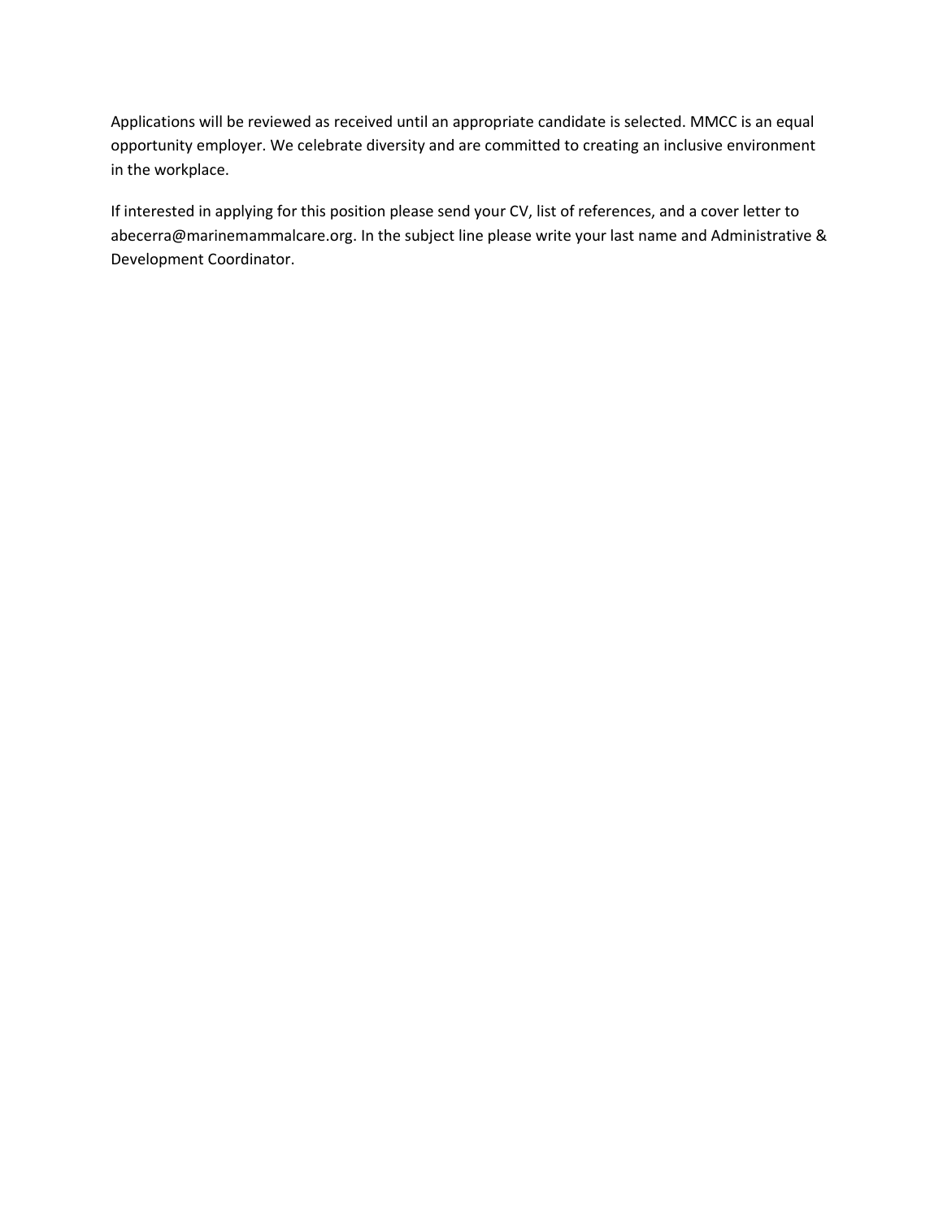Applications will be reviewed as received until an appropriate candidate is selected. MMCC is an equal opportunity employer. We celebrate diversity and are committed to creating an inclusive environment in the workplace.

If interested in applying for this position please send your CV, list of references, and a cover letter to abecerra@marinemammalcare.org. In the subject line please write your last name and Administrative & Development Coordinator.